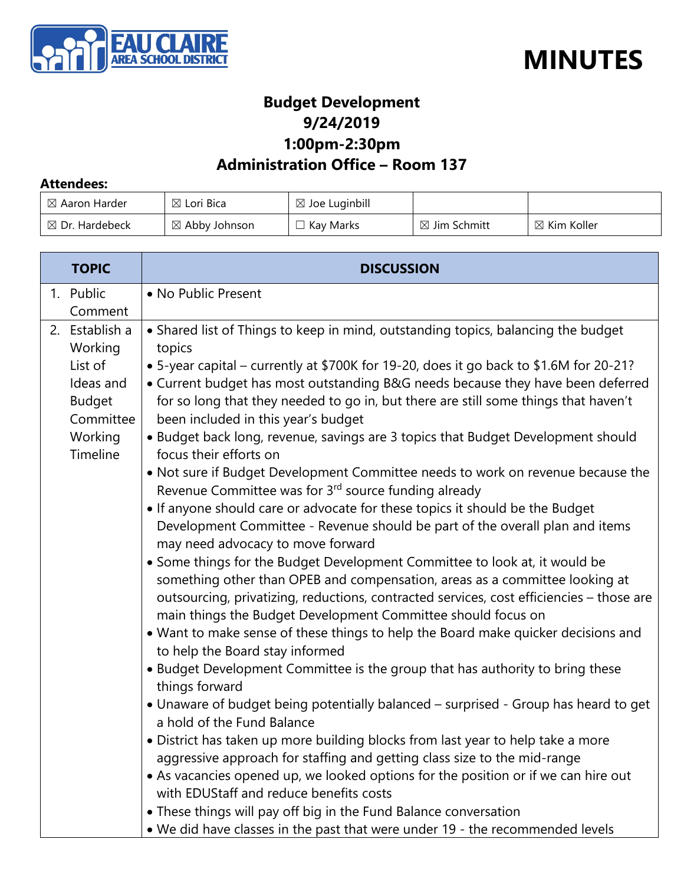# MINUTES

## Budget Development
## 9/24/2019
## 1:00pm-2:30pm
## Administration Office – Room 137

**Attendees:**

| | | | | |
|---|---|---|---|---|
| ☒ Aaron Harder | ☒ Lori Bica | ☒ Joe Luginbill | | |
| ☒ Dr. Hardebeck | ☒ Abby Johnson | ☐ Kay Marks | ☒ Jim Schmitt | ☒ Kim Koller |

| TOPIC | DISCUSSION |
|---|---|
| 1. Public Comment | • No Public Present |
| 2. Establish a Working List of Ideas and Budget Committee Working Timeline | • Shared list of Things to keep in mind, outstanding topics, balancing the budget topics<br>• 5-year capital – currently at $700K for 19-20, does it go back to $1.6M for 20-21?<br>• Current budget has most outstanding B&G needs because they have been deferred for so long that they needed to go in, but there are still some things that haven't been included in this year's budget<br>• Budget back long, revenue, savings are 3 topics that Budget Development should focus their efforts on<br>• Not sure if Budget Development Committee needs to work on revenue because the Revenue Committee was for 3rd source funding already<br>• If anyone should care or advocate for these topics it should be the Budget Development Committee - Revenue should be part of the overall plan and items may need advocacy to move forward<br>• Some things for the Budget Development Committee to look at, it would be something other than OPEB and compensation, areas as a committee looking at outsourcing, privatizing, reductions, contracted services, cost efficiencies – those are main things the Budget Development Committee should focus on<br>• Want to make sense of these things to help the Board make quicker decisions and to help the Board stay informed<br>• Budget Development Committee is the group that has authority to bring these things forward<br>• Unaware of budget being potentially balanced – surprised - Group has heard to get a hold of the Fund Balance<br>• District has taken up more building blocks from last year to help take a more aggressive approach for staffing and getting class size to the mid-range<br>• As vacancies opened up, we looked options for the position or if we can hire out with EDUStaff and reduce benefits costs<br>• These things will pay off big in the Fund Balance conversation<br>• We did have classes in the past that were under 19 - the recommended levels |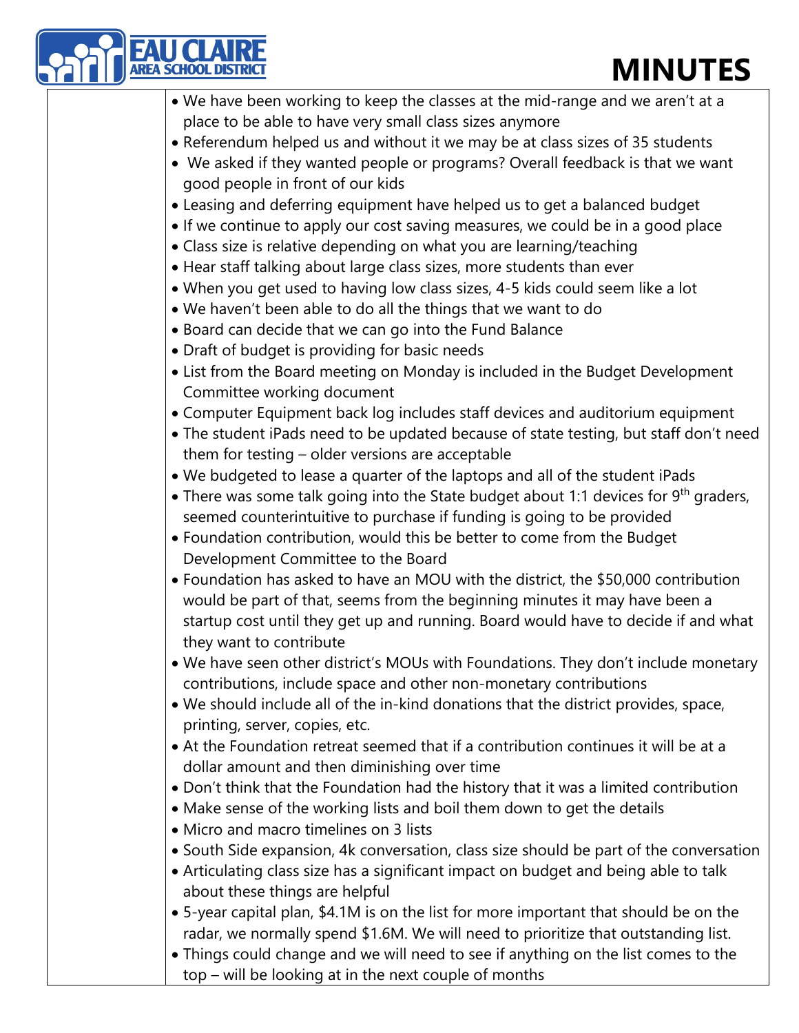- We have been working to keep the classes at the mid-range and we aren't at a place to be able to have very small class sizes anymore
- Referendum helped us and without it we may be at class sizes of 35 students
- We asked if they wanted people or programs? Overall feedback is that we want good people in front of our kids
- Leasing and deferring equipment have helped us to get a balanced budget
- If we continue to apply our cost saving measures, we could be in a good place
- Class size is relative depending on what you are learning/teaching
- Hear staff talking about large class sizes, more students than ever
- When you get used to having low class sizes, 4-5 kids could seem like a lot
- We haven't been able to do all the things that we want to do
- Board can decide that we can go into the Fund Balance
- Draft of budget is providing for basic needs
- List from the Board meeting on Monday is included in the Budget Development Committee working document
- Computer Equipment back log includes staff devices and auditorium equipment
- The student iPads need to be updated because of state testing, but staff don't need them for testing – older versions are acceptable
- We budgeted to lease a quarter of the laptops and all of the student iPads
- There was some talk going into the State budget about 1:1 devices for 9th graders, seemed counterintuitive to purchase if funding is going to be provided
- Foundation contribution, would this be better to come from the Budget Development Committee to the Board
- Foundation has asked to have an MOU with the district, the $50,000 contribution would be part of that, seems from the beginning minutes it may have been a startup cost until they get up and running. Board would have to decide if and what they want to contribute
- We have seen other district's MOUs with Foundations. They don't include monetary contributions, include space and other non-monetary contributions
- We should include all of the in-kind donations that the district provides, space, printing, server, copies, etc.
- At the Foundation retreat seemed that if a contribution continues it will be at a dollar amount and then diminishing over time
- Don't think that the Foundation had the history that it was a limited contribution
- Make sense of the working lists and boil them down to get the details
- Micro and macro timelines on 3 lists
- South Side expansion, 4k conversation, class size should be part of the conversation
- Articulating class size has a significant impact on budget and being able to talk about these things are helpful
- 5-year capital plan, $4.1M is on the list for more important that should be on the radar, we normally spend $1.6M. We will need to prioritize that outstanding list.
- Things could change and we will need to see if anything on the list comes to the top – will be looking at in the next couple of months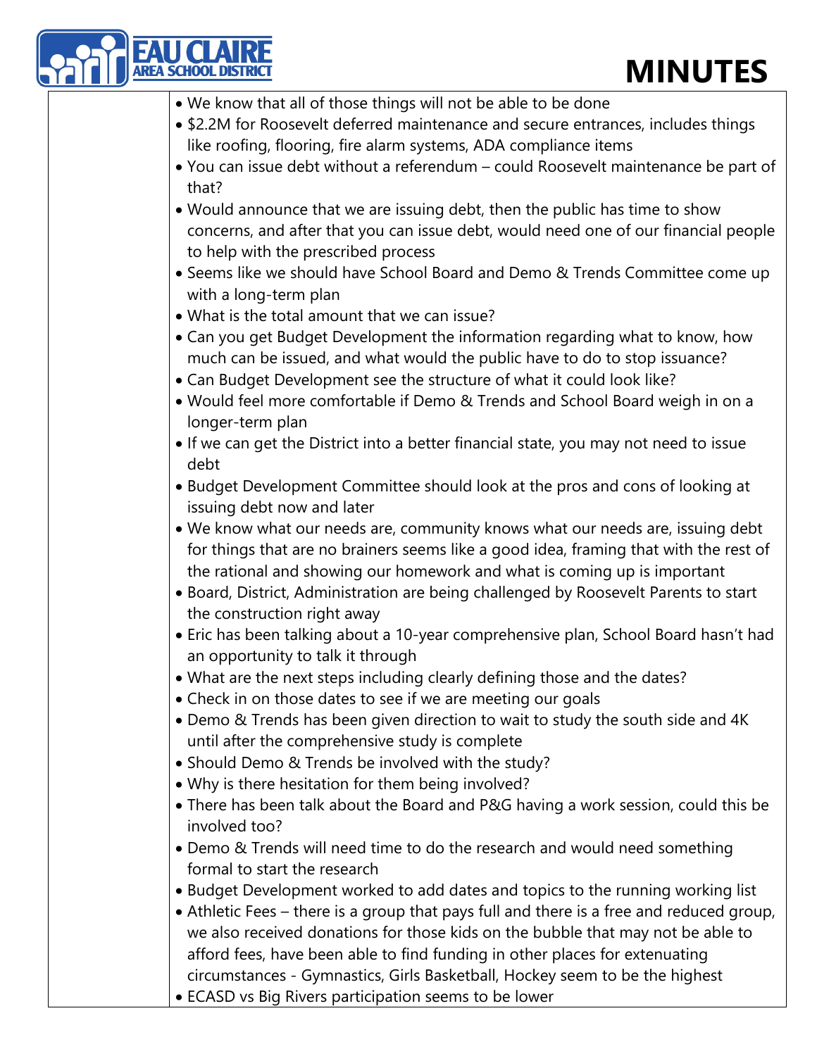- We know that all of those things will not be able to be done
- $2.2M for Roosevelt deferred maintenance and secure entrances, includes things like roofing, flooring, fire alarm systems, ADA compliance items
- You can issue debt without a referendum – could Roosevelt maintenance be part of that?
- Would announce that we are issuing debt, then the public has time to show concerns, and after that you can issue debt, would need one of our financial people to help with the prescribed process
- Seems like we should have School Board and Demo & Trends Committee come up with a long-term plan
- What is the total amount that we can issue?
- Can you get Budget Development the information regarding what to know, how much can be issued, and what would the public have to do to stop issuance?
- Can Budget Development see the structure of what it could look like?
- Would feel more comfortable if Demo & Trends and School Board weigh in on a longer-term plan
- If we can get the District into a better financial state, you may not need to issue debt
- Budget Development Committee should look at the pros and cons of looking at issuing debt now and later
- We know what our needs are, community knows what our needs are, issuing debt for things that are no brainers seems like a good idea, framing that with the rest of the rational and showing our homework and what is coming up is important
- Board, District, Administration are being challenged by Roosevelt Parents to start the construction right away
- Eric has been talking about a 10-year comprehensive plan, School Board hasn't had an opportunity to talk it through
- What are the next steps including clearly defining those and the dates?
- Check in on those dates to see if we are meeting our goals
- Demo & Trends has been given direction to wait to study the south side and 4K until after the comprehensive study is complete
- Should Demo & Trends be involved with the study?
- Why is there hesitation for them being involved?
- There has been talk about the Board and P&G having a work session, could this be involved too?
- Demo & Trends will need time to do the research and would need something formal to start the research
- Budget Development worked to add dates and topics to the running working list
- Athletic Fees – there is a group that pays full and there is a free and reduced group, we also received donations for those kids on the bubble that may not be able to afford fees, have been able to find funding in other places for extenuating circumstances - Gymnastics, Girls Basketball, Hockey seem to be the highest
- ECASD vs Big Rivers participation seems to be lower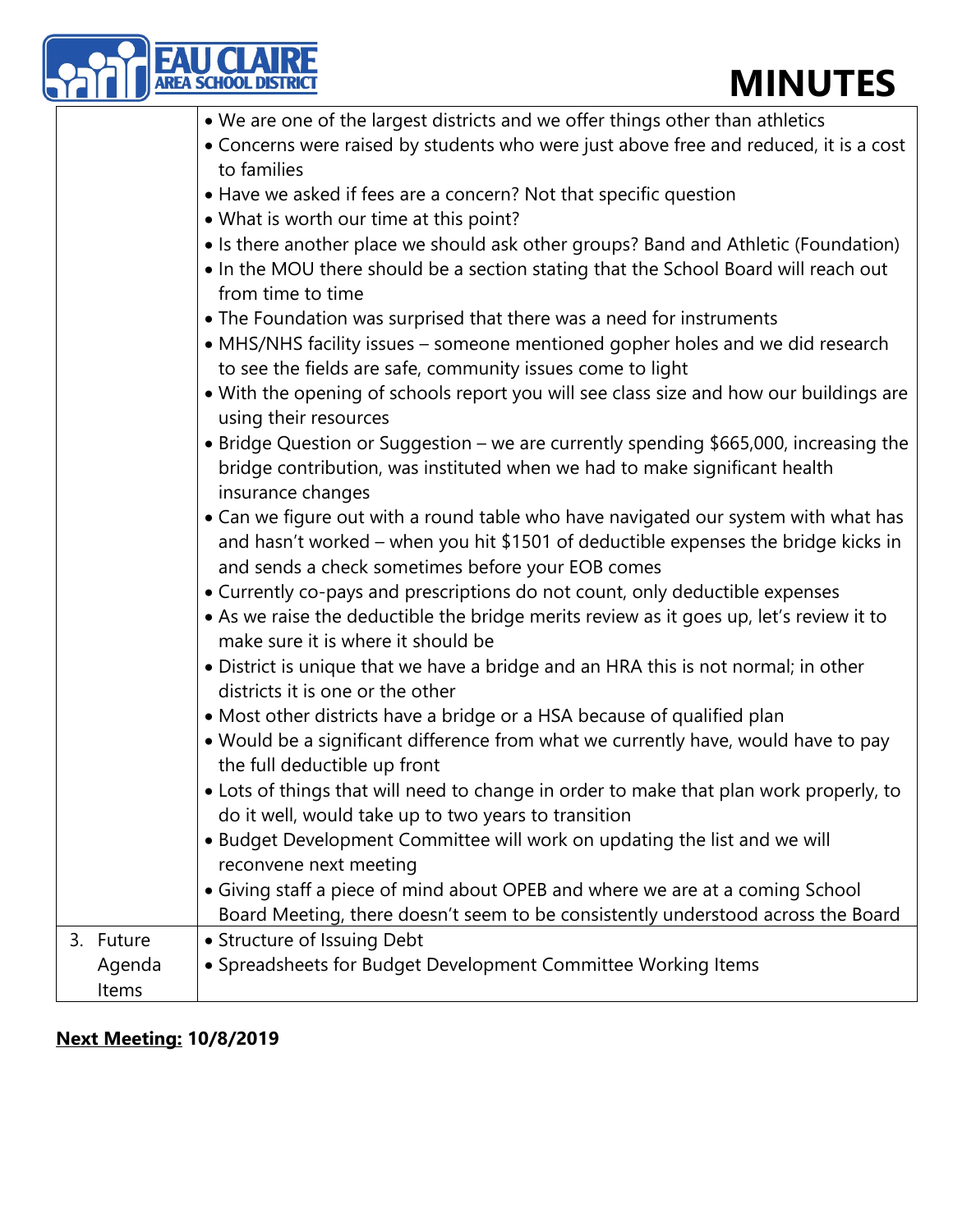| | |
|---|---|
| | • We are one of the largest districts and we offer things other than athletics<br>• Concerns were raised by students who were just above free and reduced, it is a cost to families<br>• Have we asked if fees are a concern? Not that specific question<br>• What is worth our time at this point?<br>• Is there another place we should ask other groups? Band and Athletic (Foundation)<br>• In the MOU there should be a section stating that the School Board will reach out from time to time<br>• The Foundation was surprised that there was a need for instruments<br>• MHS/NHS facility issues – someone mentioned gopher holes and we did research to see the fields are safe, community issues come to light<br>• With the opening of schools report you will see class size and how our buildings are using their resources<br>• Bridge Question or Suggestion – we are currently spending $665,000, increasing the bridge contribution, was instituted when we had to make significant health insurance changes<br>• Can we figure out with a round table who have navigated our system with what has and hasn't worked – when you hit $1501 of deductible expenses the bridge kicks in and sends a check sometimes before your EOB comes<br>• Currently co-pays and prescriptions do not count, only deductible expenses<br>• As we raise the deductible the bridge merits review as it goes up, let's review it to make sure it is where it should be<br>• District is unique that we have a bridge and an HRA this is not normal; in other districts it is one or the other<br>• Most other districts have a bridge or a HSA because of qualified plan<br>• Would be a significant difference from what we currently have, would have to pay the full deductible up front<br>• Lots of things that will need to change in order to make that plan work properly, to do it well, would take up to two years to transition<br>• Budget Development Committee will work on updating the list and we will reconvene next meeting<br>• Giving staff a piece of mind about OPEB and where we are at a coming School Board Meeting, there doesn't seem to be consistently understood across the Board |
| 3. Future Agenda Items | • Structure of Issuing Debt<br>• Spreadsheets for Budget Development Committee Working Items |

**Next Meeting: 10/8/2019**